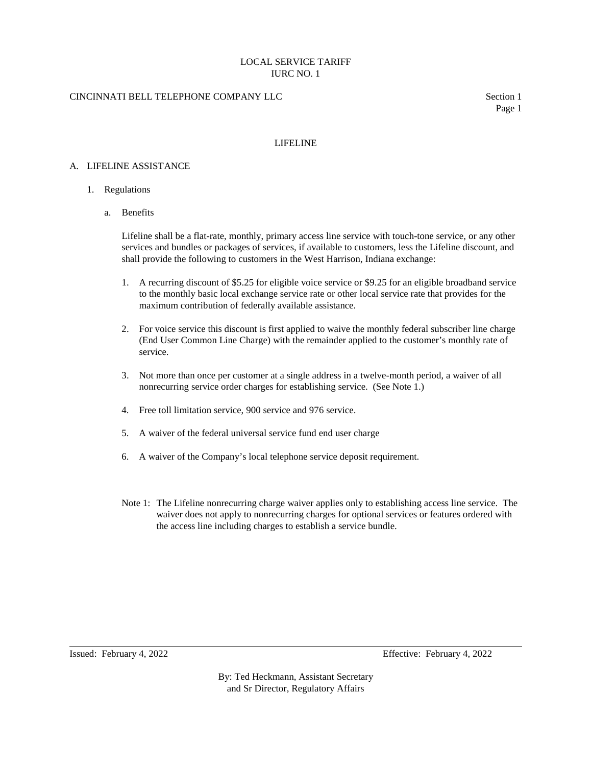LOCAL SERVICE TARIFF
IURC NO. 1

CINCINNATI BELL TELEPHONE COMPANY LLC

Section 1

## LIFELINE

### A. LIFELINE ASSISTANCE

1. Regulations

   a. Benefits

   Lifeline shall be a flat-rate, monthly, primary access line service with touch-tone service, or any other services and bundles or packages of services, if available to customers, less the Lifeline discount, and shall provide the following to customers in the West Harrison, Indiana exchange:

   1. A recurring discount of $5.25 for eligible voice service or $9.25 for an eligible broadband service to the monthly basic local exchange service rate or other local service rate that provides for the maximum contribution of federally available assistance.

   2. For voice service this discount is first applied to waive the monthly federal subscriber line charge (End User Common Line Charge) with the remainder applied to the customer's monthly rate of service.

   3. Not more than once per customer at a single address in a twelve-month period, a waiver of all nonrecurring service order charges for establishing service. (See Note 1.)

   4. Free toll limitation service, 900 service and 976 service.

   5. A waiver of the federal universal service fund end user charge

   6. A waiver of the Company's local telephone service deposit requirement.

   Note 1: The Lifeline nonrecurring charge waiver applies only to establishing access line service. The waiver does not apply to nonrecurring charges for optional services or features ordered with the access line including charges to establish a service bundle.

Issued: February 4, 2022 Effective: February 4, 2022

By: Ted Heckmann, Assistant Secretary
and Sr Director, Regulatory Affairs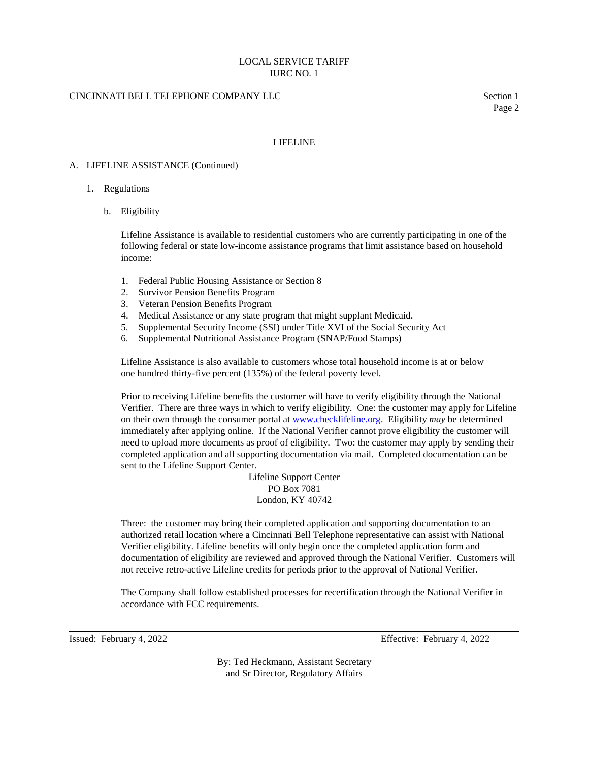## LIFELINE

### A. LIFELINE ASSISTANCE (Continued)

1. Regulations

   b. Eligibility

   Lifeline Assistance is available to residential customers who are currently participating in one of the following federal or state low-income assistance programs that limit assistance based on household income:

   1. Federal Public Housing Assistance or Section 8
   2. Survivor Pension Benefits Program
   3. Veteran Pension Benefits Program
   4. Medical Assistance or any state program that might supplant Medicaid.
   5. Supplemental Security Income (SSI) under Title XVI of the Social Security Act
   6. Supplemental Nutritional Assistance Program (SNAP/Food Stamps)

   Lifeline Assistance is also available to customers whose total household income is at or below one hundred thirty-five percent (135%) of the federal poverty level.

   Prior to receiving Lifeline benefits the customer will have to verify eligibility through the National Verifier. There are three ways in which to verify eligibility. One: the customer may apply for Lifeline on their own through the consumer portal at [www.checklifeline.org](http://www.checklifeline.org). Eligibility *may* be determined immediately after applying online. If the National Verifier cannot prove eligibility the customer will need to upload more documents as proof of eligibility. Two: the customer may apply by sending their completed application and all supporting documentation via mail. Completed documentation can be sent to the Lifeline Support Center.

   Lifeline Support Center
   PO Box 7081
   London, KY 40742

   Three: the customer may bring their completed application and supporting documentation to an authorized retail location where a Cincinnati Bell Telephone representative can assist with National Verifier eligibility. Lifeline benefits will only begin once the completed application form and documentation of eligibility are reviewed and approved through the National Verifier. Customers will not receive retro-active Lifeline credits for periods prior to the approval of National Verifier.

   The Company shall follow established processes for recertification through the National Verifier in accordance with FCC requirements.

Issued: February 4, 2022 Effective: February 4, 2022

By: Ted Heckmann, Assistant Secretary and Sr Director, Regulatory Affairs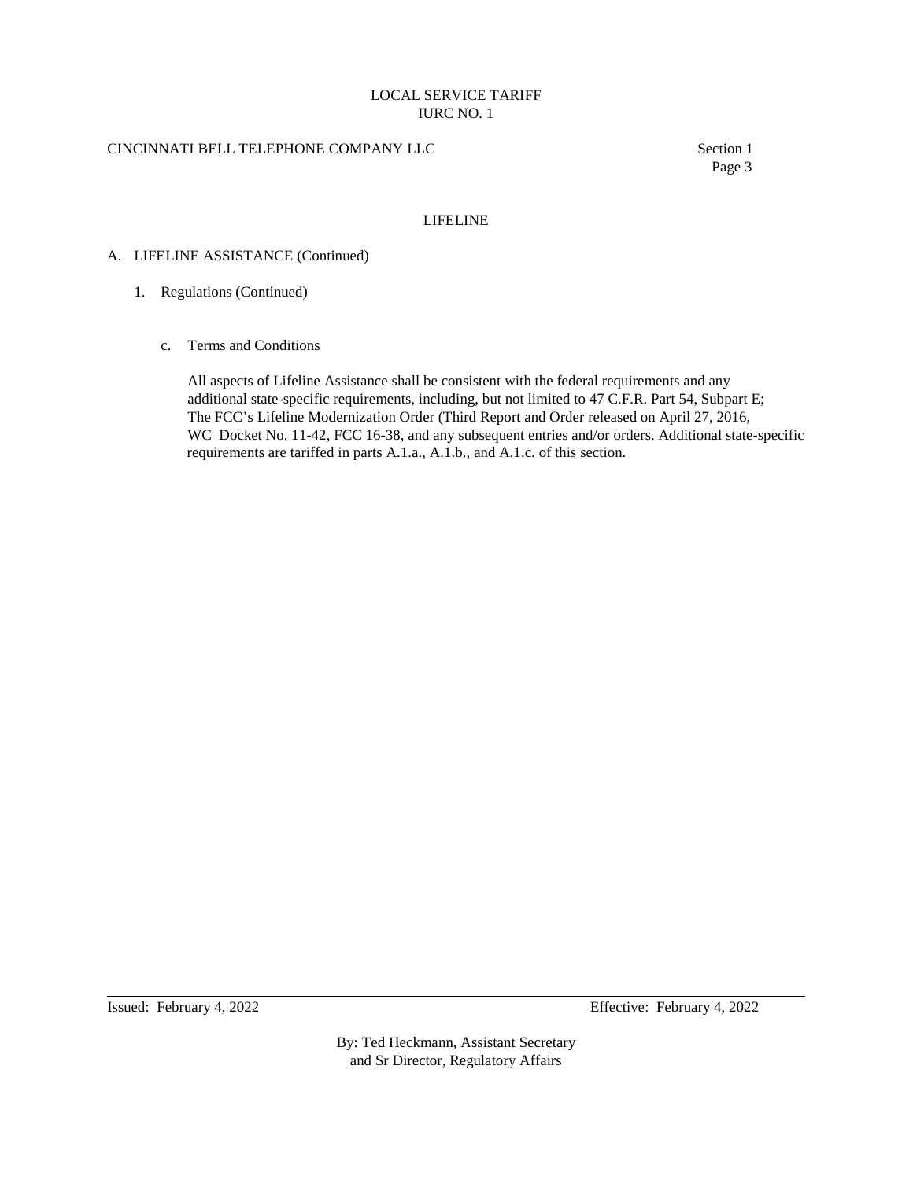# LIFELINE

A. LIFELINE ASSISTANCE (Continued)

1. Regulations (Continued)

   c. Terms and Conditions

   All aspects of Lifeline Assistance shall be consistent with the federal requirements and any additional state-specific requirements, including, but not limited to 47 C.F.R. Part 54, Subpart E; The FCC's Lifeline Modernization Order (Third Report and Order released on April 27, 2016, WC Docket No. 11-42, FCC 16-38, and any subsequent entries and/or orders. Additional state-specific requirements are tariffed in parts A.1.a., A.1.b., and A.1.c. of this section.

Issued: February 4, 2022

Effective: February 4, 2022

By: Ted Heckmann, Assistant Secretary and Sr Director, Regulatory Affairs